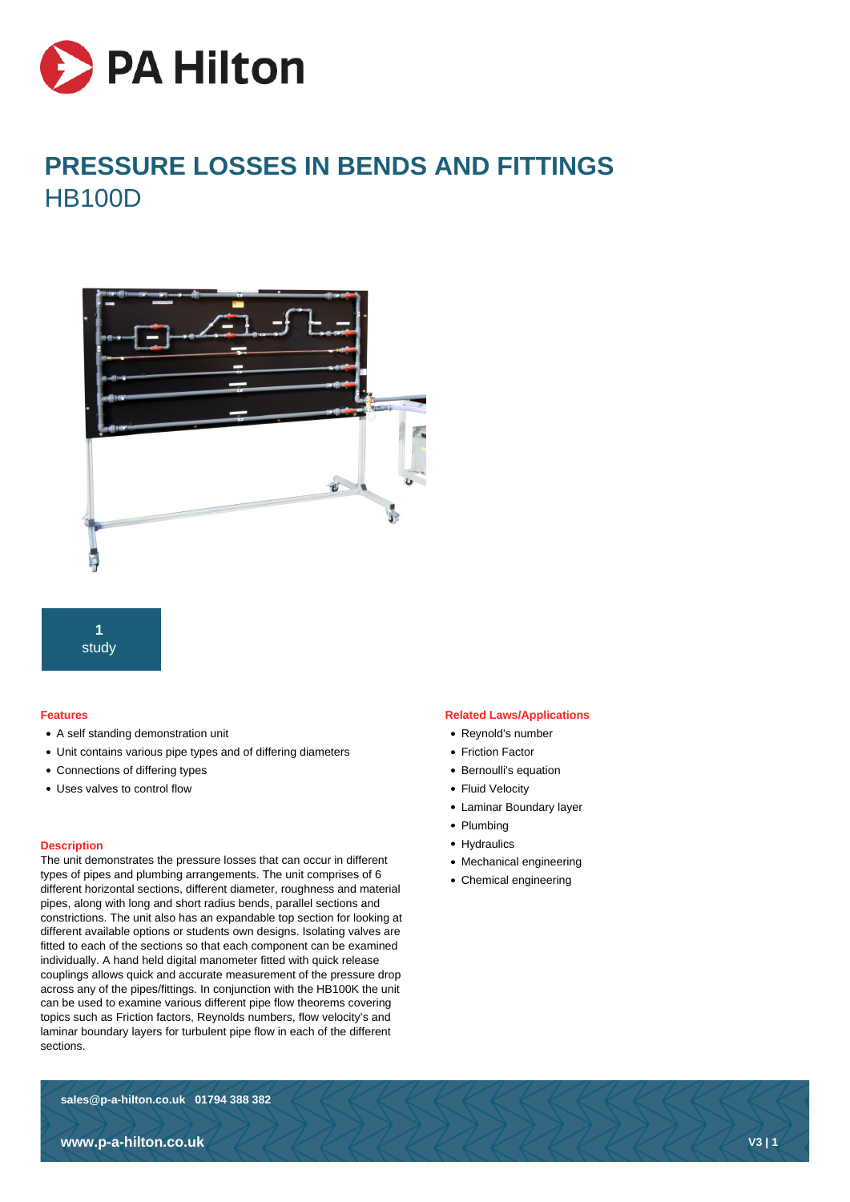# PRESSURE LOSSES IN BENDS AND FITTINGS

## HB100D

**1**
study

### Features

- A self standing demonstration unit
- Unit contains various pipe types and of differing diameters
- Connections of differing types
- Uses valves to control flow

### Description

The unit demonstrates the pressure losses that can occur in different types of pipes and plumbing arrangements. The unit comprises of 6 different horizontal sections, different diameter, roughness and material pipes, along with long and short radius bends, parallel sections and constrictions. The unit also has an expandable top section for looking at different available options or students own designs. Isolating valves are fitted to each of the sections so that each component can be examined individually. A hand held digital manometer fitted with quick release couplings allows quick and accurate measurement of the pressure drop across any of the pipes/fittings. In conjunction with the HB100K the unit can be used to examine various different pipe flow theorems covering topics such as Friction factors, Reynolds numbers, flow velocity's and laminar boundary layers for turbulent pipe flow in each of the different sections.

### Related Laws/Applications

- Reynold's number
- Friction Factor
- Bernoulli's equation
- Fluid Velocity
- Laminar Boundary layer
- Plumbing
- Hydraulics
- Mechanical engineering
- Chemical engineering

**sales@p-a-hilton.co.uk 01794 388 382**

**www.p-a-hilton.co.uk**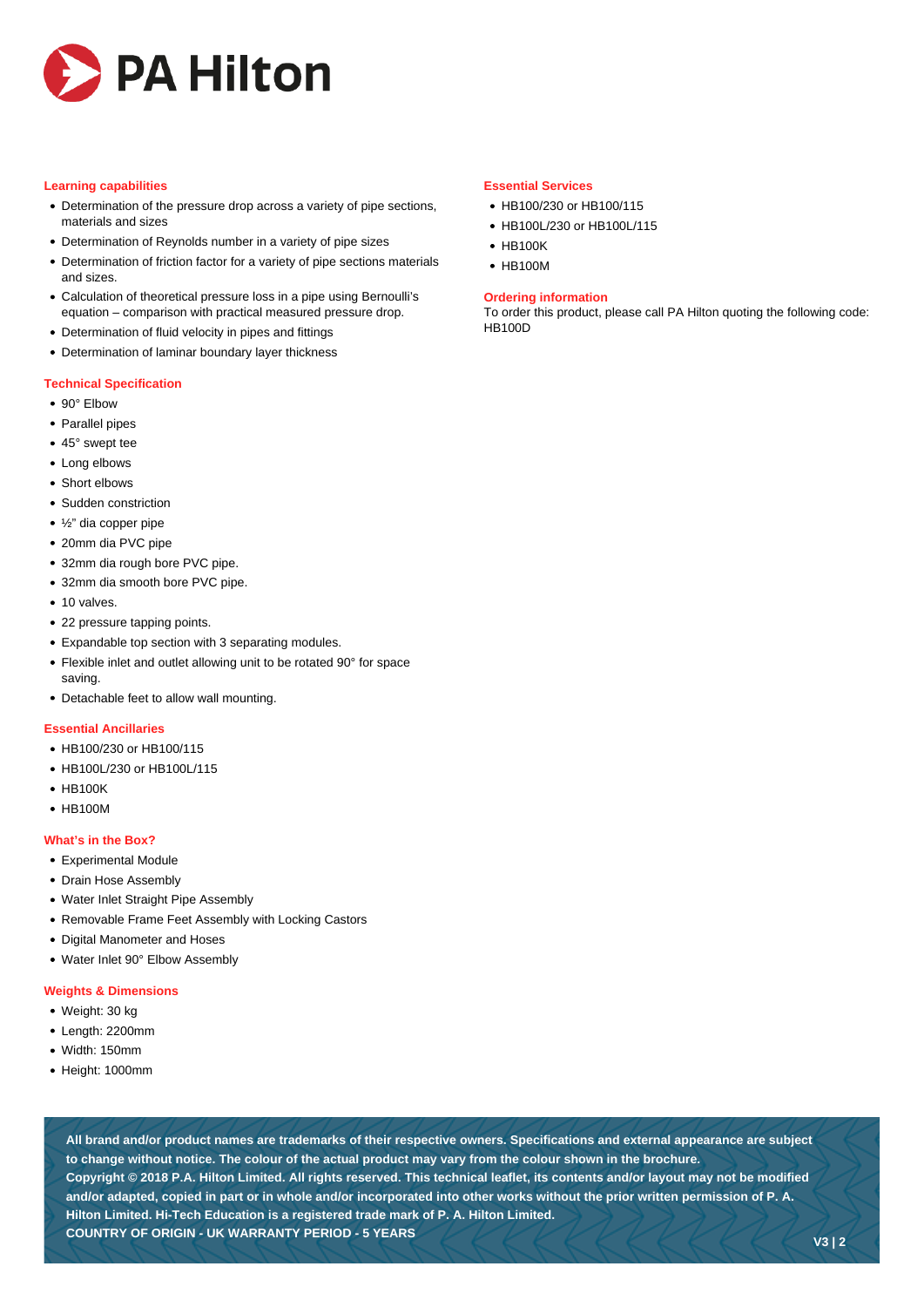PA Hilton

## Learning capabilities

- Determination of the pressure drop across a variety of pipe sections, materials and sizes
- Determination of Reynolds number in a variety of pipe sizes
- Determination of friction factor for a variety of pipe sections materials and sizes.
- Calculation of theoretical pressure loss in a pipe using Bernoulli's equation – comparison with practical measured pressure drop.
- Determination of fluid velocity in pipes and fittings
- Determination of laminar boundary layer thickness

## Technical Specification

- 90° Elbow
- Parallel pipes
- 45° swept tee
- Long elbows
- Short elbows
- Sudden constriction
- ½" dia copper pipe
- 20mm dia PVC pipe
- 32mm dia rough bore PVC pipe.
- 32mm dia smooth bore PVC pipe.
- 10 valves.
- 22 pressure tapping points.
- Expandable top section with 3 separating modules.
- Flexible inlet and outlet allowing unit to be rotated 90° for space saving.
- Detachable feet to allow wall mounting.

## Essential Ancillaries

- HB100/230 or HB100/115
- HB100L/230 or HB100L/115
- HB100K
- HB100M

## What's in the Box?

- Experimental Module
- Drain Hose Assembly
- Water Inlet Straight Pipe Assembly
- Removable Frame Feet Assembly with Locking Castors
- Digital Manometer and Hoses
- Water Inlet 90° Elbow Assembly

## Weights & Dimensions

- Weight: 30 kg
- Length: 2200mm
- Width: 150mm
- Height: 1000mm

## Essential Services

- HB100/230 or HB100/115
- HB100L/230 or HB100L/115
- HB100K
- HB100M

## Ordering information

To order this product, please call PA Hilton quoting the following code: HB100D

**All brand and/or product names are trademarks of their respective owners. Specifications and external appearance are subject to change without notice. The colour of the actual product may vary from the colour shown in the brochure.**
**Copyright © 2018 P.A. Hilton Limited. All rights reserved. This technical leaflet, its contents and/or layout may not be modified and/or adapted, copied in part or in whole and/or incorporated into other works without the prior written permission of P. A. Hilton Limited. Hi-Tech Education is a registered trade mark of P. A. Hilton Limited.**
**COUNTRY OF ORIGIN - UK WARRANTY PERIOD - 5 YEARS**

**V3**